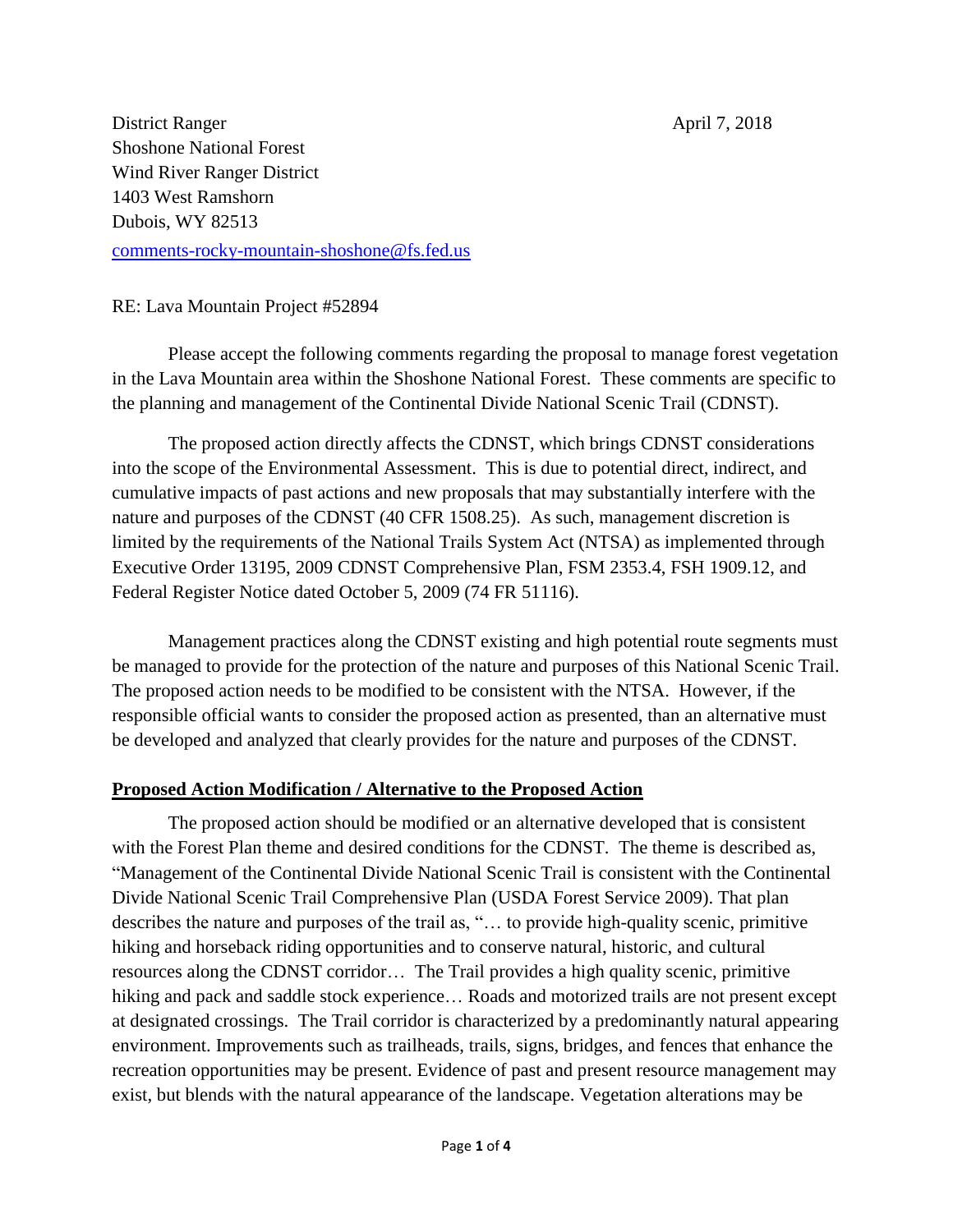District Ranger
Shoshone National Forest
Wind River Ranger District
1403 West Ramshorn
Dubois, WY 82513
comments-rocky-mountain-shoshone@fs.fed.us

April 7, 2018

RE: Lava Mountain Project #52894

Please accept the following comments regarding the proposal to manage forest vegetation in the Lava Mountain area within the Shoshone National Forest. These comments are specific to the planning and management of the Continental Divide National Scenic Trail (CDNST).

The proposed action directly affects the CDNST, which brings CDNST considerations into the scope of the Environmental Assessment. This is due to potential direct, indirect, and cumulative impacts of past actions and new proposals that may substantially interfere with the nature and purposes of the CDNST (40 CFR 1508.25). As such, management discretion is limited by the requirements of the National Trails System Act (NTSA) as implemented through Executive Order 13195, 2009 CDNST Comprehensive Plan, FSM 2353.4, FSH 1909.12, and Federal Register Notice dated October 5, 2009 (74 FR 51116).

Management practices along the CDNST existing and high potential route segments must be managed to provide for the protection of the nature and purposes of this National Scenic Trail. The proposed action needs to be modified to be consistent with the NTSA. However, if the responsible official wants to consider the proposed action as presented, than an alternative must be developed and analyzed that clearly provides for the nature and purposes of the CDNST.

## Proposed Action Modification / Alternative to the Proposed Action

The proposed action should be modified or an alternative developed that is consistent with the Forest Plan theme and desired conditions for the CDNST. The theme is described as, "Management of the Continental Divide National Scenic Trail is consistent with the Continental Divide National Scenic Trail Comprehensive Plan (USDA Forest Service 2009). That plan describes the nature and purposes of the trail as, "… to provide high-quality scenic, primitive hiking and horseback riding opportunities and to conserve natural, historic, and cultural resources along the CDNST corridor… The Trail provides a high quality scenic, primitive hiking and pack and saddle stock experience… Roads and motorized trails are not present except at designated crossings. The Trail corridor is characterized by a predominantly natural appearing environment. Improvements such as trailheads, trails, signs, bridges, and fences that enhance the recreation opportunities may be present. Evidence of past and present resource management may exist, but blends with the natural appearance of the landscape. Vegetation alterations may be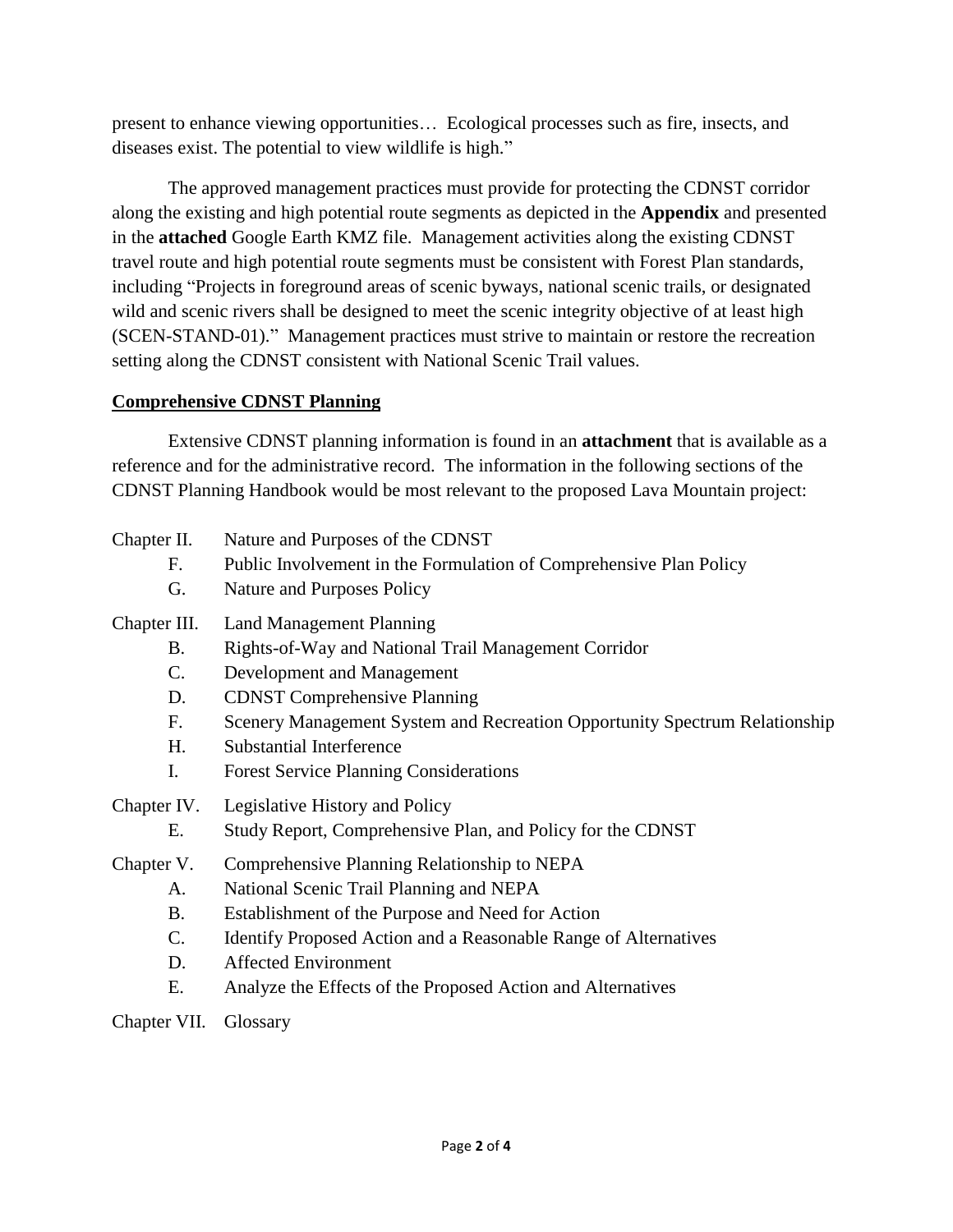present to enhance viewing opportunities… Ecological processes such as fire, insects, and diseases exist. The potential to view wildlife is high."

The approved management practices must provide for protecting the CDNST corridor along the existing and high potential route segments as depicted in the **Appendix** and presented in the **attached** Google Earth KMZ file. Management activities along the existing CDNST travel route and high potential route segments must be consistent with Forest Plan standards, including "Projects in foreground areas of scenic byways, national scenic trails, or designated wild and scenic rivers shall be designed to meet the scenic integrity objective of at least high (SCEN-STAND-01)." Management practices must strive to maintain or restore the recreation setting along the CDNST consistent with National Scenic Trail values.

## Comprehensive CDNST Planning

Extensive CDNST planning information is found in an **attachment** that is available as a reference and for the administrative record. The information in the following sections of the CDNST Planning Handbook would be most relevant to the proposed Lava Mountain project:

Chapter II. Nature and Purposes of the CDNST
- F. Public Involvement in the Formulation of Comprehensive Plan Policy
- G. Nature and Purposes Policy

Chapter III. Land Management Planning
- B. Rights-of-Way and National Trail Management Corridor
- C. Development and Management
- D. CDNST Comprehensive Planning
- F. Scenery Management System and Recreation Opportunity Spectrum Relationship
- H. Substantial Interference
- I. Forest Service Planning Considerations

Chapter IV. Legislative History and Policy
- E. Study Report, Comprehensive Plan, and Policy for the CDNST

Chapter V. Comprehensive Planning Relationship to NEPA
- A. National Scenic Trail Planning and NEPA
- B. Establishment of the Purpose and Need for Action
- C. Identify Proposed Action and a Reasonable Range of Alternatives
- D. Affected Environment
- E. Analyze the Effects of the Proposed Action and Alternatives

Chapter VII. Glossary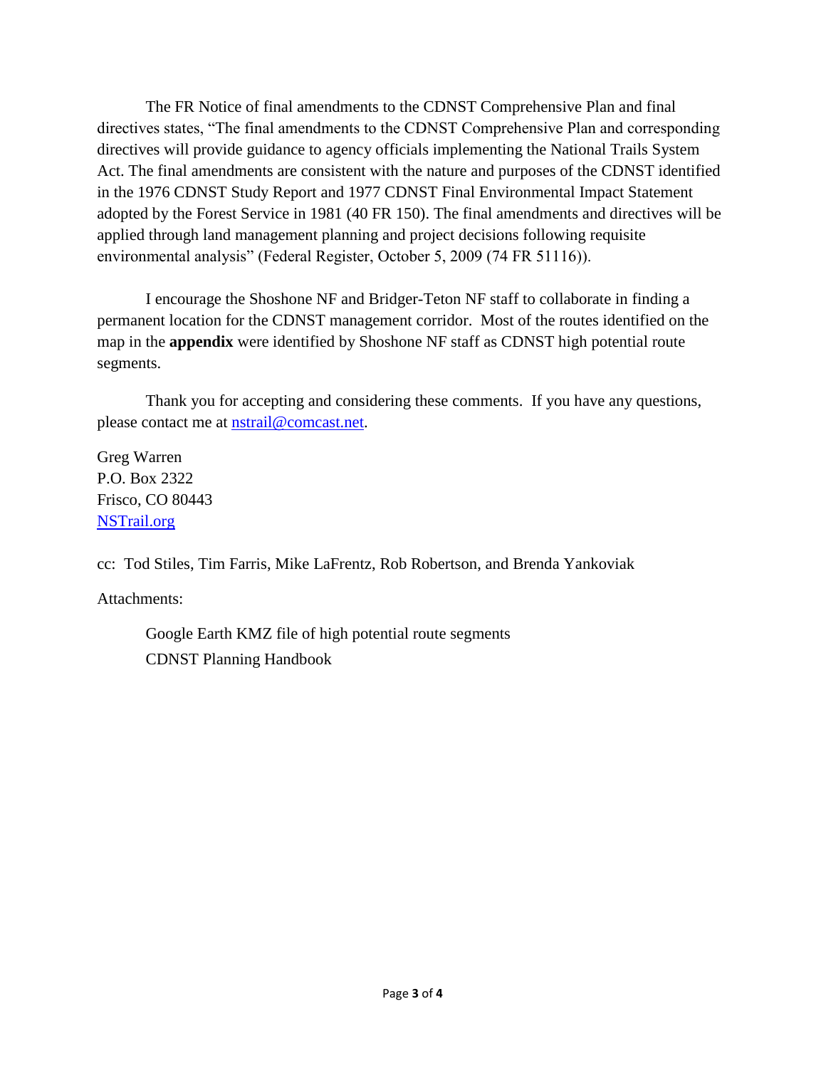The FR Notice of final amendments to the CDNST Comprehensive Plan and final directives states, "The final amendments to the CDNST Comprehensive Plan and corresponding directives will provide guidance to agency officials implementing the National Trails System Act. The final amendments are consistent with the nature and purposes of the CDNST identified in the 1976 CDNST Study Report and 1977 CDNST Final Environmental Impact Statement adopted by the Forest Service in 1981 (40 FR 150). The final amendments and directives will be applied through land management planning and project decisions following requisite environmental analysis" (Federal Register, October 5, 2009 (74 FR 51116)).

I encourage the Shoshone NF and Bridger-Teton NF staff to collaborate in finding a permanent location for the CDNST management corridor. Most of the routes identified on the map in the **appendix** were identified by Shoshone NF staff as CDNST high potential route segments.

Thank you for accepting and considering these comments. If you have any questions, please contact me at [nstrail@comcast.net](mailto:nstrail@comcast.net).

Greg Warren
P.O. Box 2322
Frisco, CO 80443
[NSTrail.org](NSTrail.org)

cc: Tod Stiles, Tim Farris, Mike LaFrentz, Rob Robertson, and Brenda Yankoviak

Attachments:

Google Earth KMZ file of high potential route segments
CDNST Planning Handbook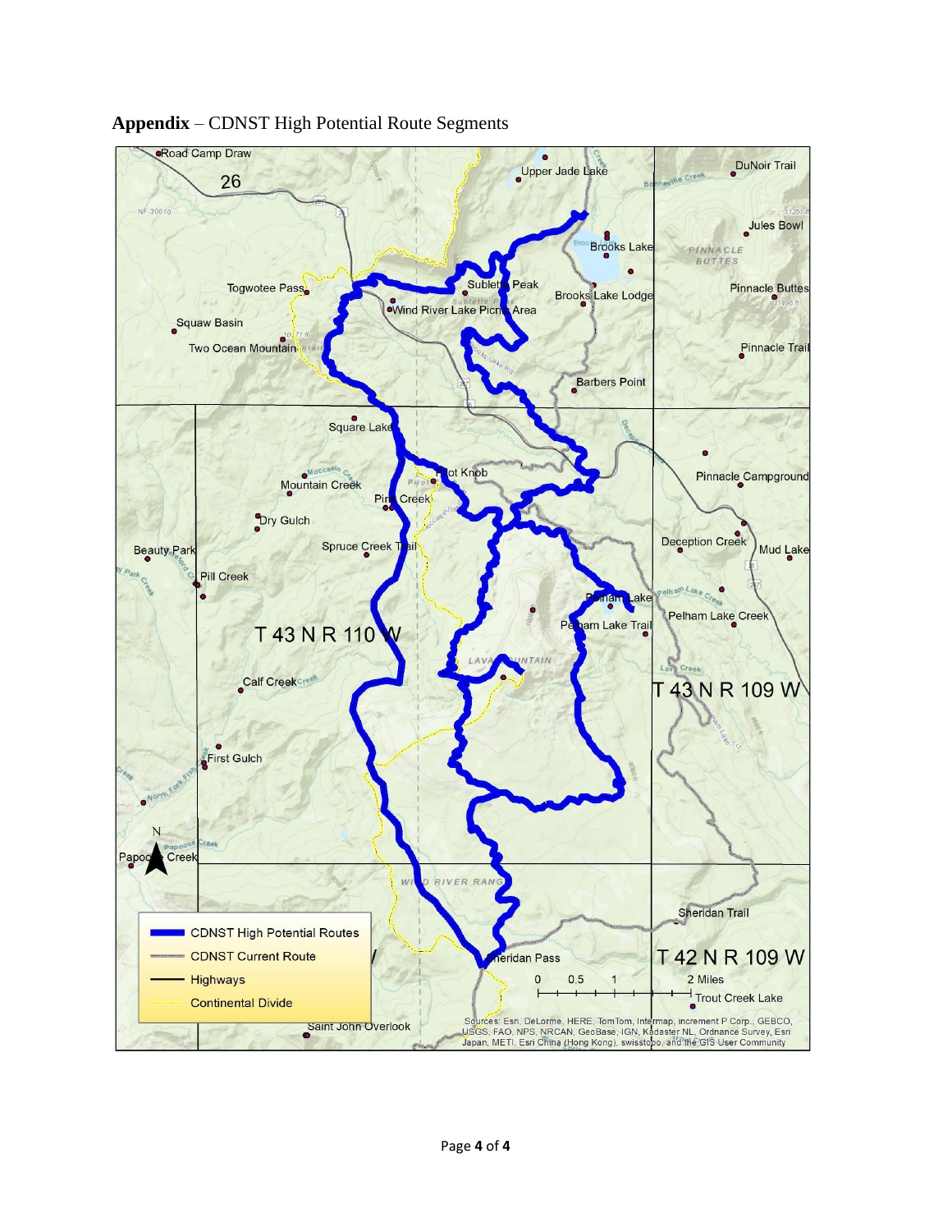**Appendix** – CDNST High Potential Route Segments

Road Camp Draw

26

NF-30010

Upper Jade Lake

DuNoir Trail

Jules Bowl

Brooks Lake

PINNACLE BUTTES

Togwotee Pass

Sublette Peak

Brooks Lake Lodge

Pinnacle Buttes

Wind River Lake Picnic Area

Squaw Basin

Two Ocean Mountain

Pinnacle Trail

Barbers Point

Square Lake

Pilot Knob

Pinnacle Campground

Mountain Creek

Pink Creek

Dry Gulch

Deception Creek

Mud Lake

Beauty Park

Spruce Creek Trail

Pill Creek

Pelham Lake

Pelham Lake Creek

Pelham Lake Trail

T 43 N R 110 W

LAVA MOUNTAIN

Calf Creek

T 43 N R 109 W

First Gulch

N

Papoose Creek

WIND RIVER RANGE

Sheridan Trail

CDNST High Potential Routes

CDNST Current Route

Highways

Continental Divide

Sheridan Pass

T 42 N R 109 W

0 0.5 1 2 Miles

Trout Creek Lake

Saint John Overlook

Sources: Esri, DeLorme, HERE, TomTom, Intermap, increment P Corp., GEBCO, USGS, FAO, NPS, NRCAN, GeoBase, IGN, Kadaster NL, Ordnance Survey, Esri Japan, METI, Esri China (Hong Kong), swisstopo, and the GIS User Community